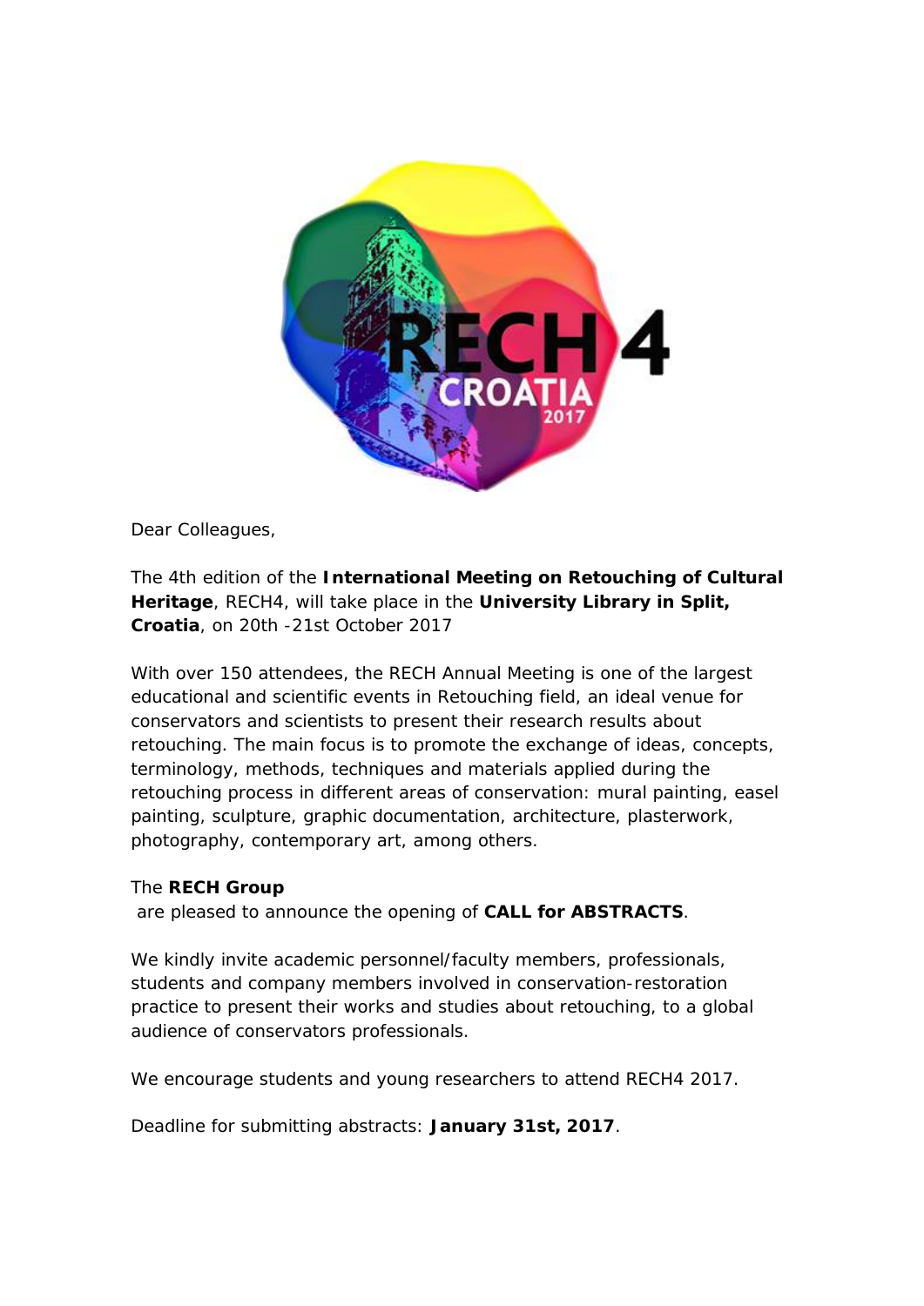Dear Colleagues,

The 4th edition of the **International Meeting on Retouching of Cultural Heritage**, RECH4, will take place in the **University Library in Split, Croatia**, on 20th -21st October 2017

With over 150 attendees, the RECH Annual Meeting is one of the largest educational and scientific events in Retouching field, an ideal venue for conservators and scientists to present their research results about retouching. The main focus is to promote the exchange of ideas, concepts, terminology, methods, techniques and materials applied during the retouching process in different areas of conservation: mural painting, easel painting, sculpture, graphic documentation, architecture, plasterwork, photography, contemporary art, among others.

The **RECH Group**
are pleased to announce the opening of **CALL for ABSTRACTS**.

We kindly invite academic personnel/faculty members, professionals, students and company members involved in conservation-restoration practice to present their works and studies about retouching, to a global audience of conservators professionals.

We encourage students and young researchers to attend RECH4 2017.

Deadline for submitting abstracts: **January 31st, 2017**.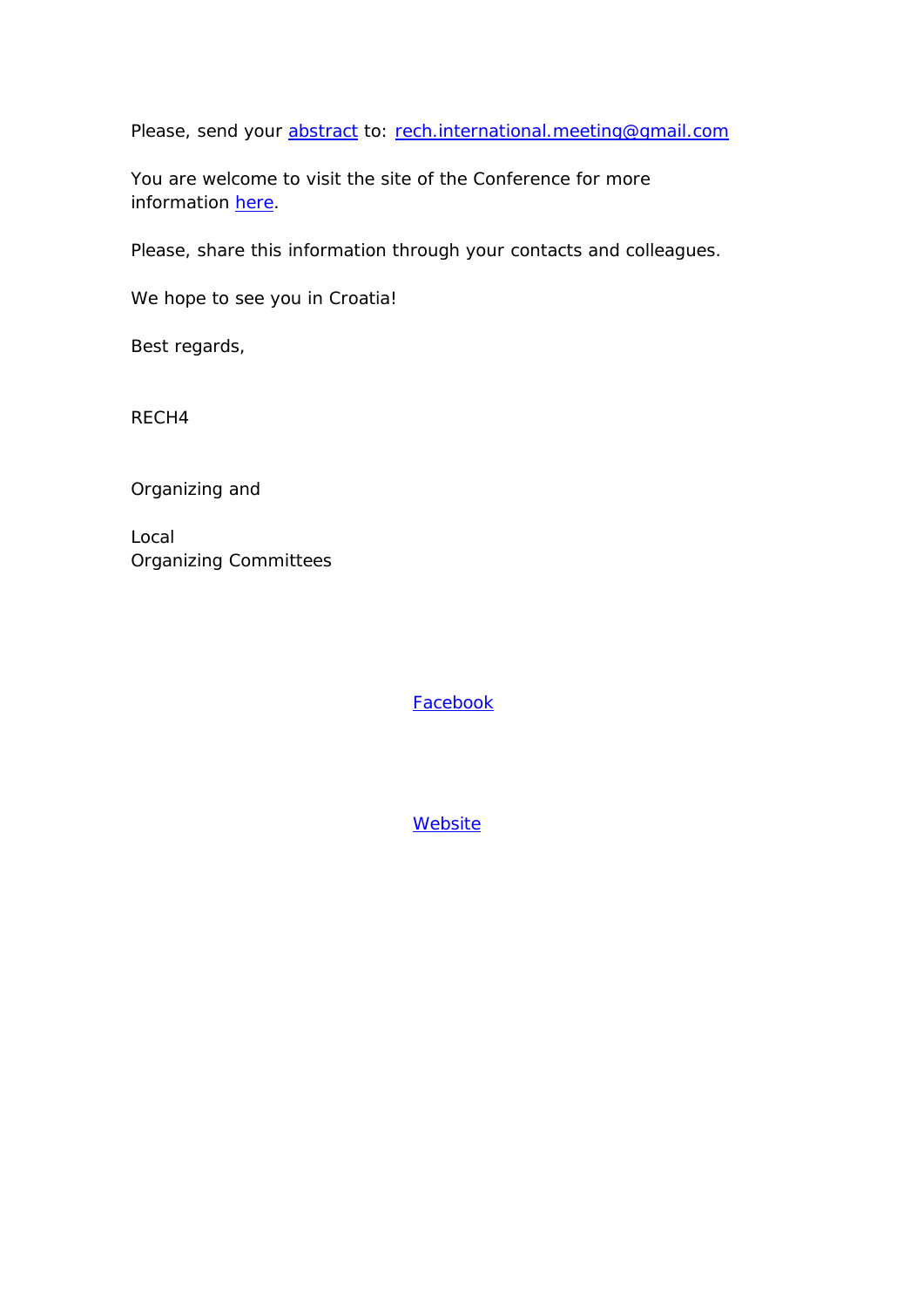Please, send your abstract to: rech.international.meeting@gmail.com

You are welcome to visit the site of the Conference for more information here.

Please, share this information through your contacts and colleagues.

We hope to see you in Croatia!

Best regards,

RECH4

Organizing and

Local
Organizing Committees

Facebook

Website